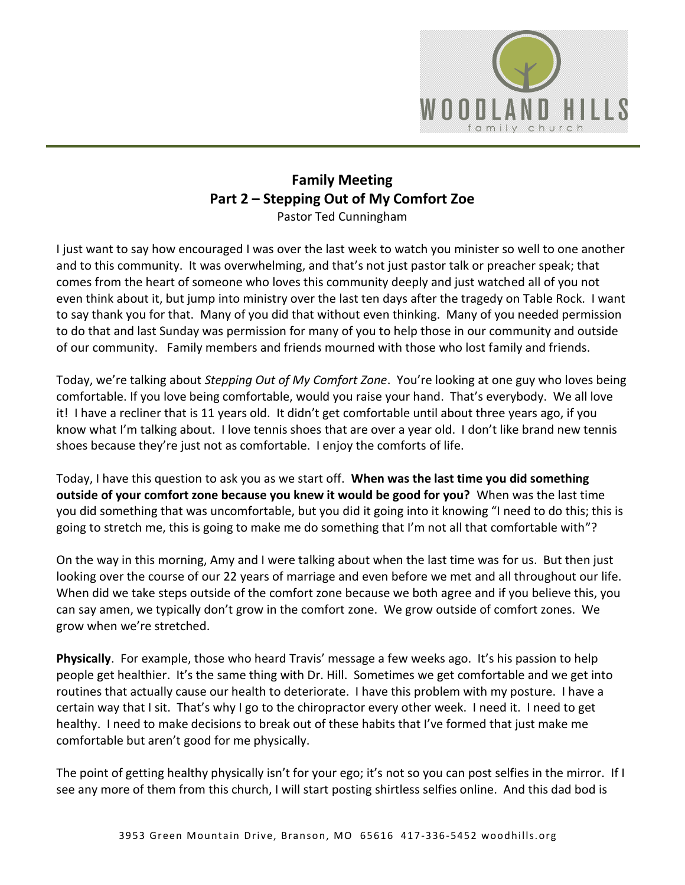# Family Meeting

## Part 2 – Stepping Out of My Comfort Zoe

Pastor Ted Cunningham

I just want to say how encouraged I was over the last week to watch you minister so well to one another and to this community. It was overwhelming, and that's not just pastor talk or preacher speak; that comes from the heart of someone who loves this community deeply and just watched all of you not even think about it, but jump into ministry over the last ten days after the tragedy on Table Rock. I want to say thank you for that. Many of you did that without even thinking. Many of you needed permission to do that and last Sunday was permission for many of you to help those in our community and outside of our community. Family members and friends mourned with those who lost family and friends.

Today, we're talking about *Stepping Out of My Comfort Zone*. You're looking at one guy who loves being comfortable. If you love being comfortable, would you raise your hand. That's everybody. We all love it! I have a recliner that is 11 years old. It didn't get comfortable until about three years ago, if you know what I'm talking about. I love tennis shoes that are over a year old. I don't like brand new tennis shoes because they're just not as comfortable. I enjoy the comforts of life.

Today, I have this question to ask you as we start off. **When was the last time you did something outside of your comfort zone because you knew it would be good for you?** When was the last time you did something that was uncomfortable, but you did it going into it knowing "I need to do this; this is going to stretch me, this is going to make me do something that I'm not all that comfortable with"?

On the way in this morning, Amy and I were talking about when the last time was for us. But then just looking over the course of our 22 years of marriage and even before we met and all throughout our life. When did we take steps outside of the comfort zone because we both agree and if you believe this, you can say amen, we typically don't grow in the comfort zone. We grow outside of comfort zones. We grow when we're stretched.

**Physically**. For example, those who heard Travis' message a few weeks ago. It's his passion to help people get healthier. It's the same thing with Dr. Hill. Sometimes we get comfortable and we get into routines that actually cause our health to deteriorate. I have this problem with my posture. I have a certain way that I sit. That's why I go to the chiropractor every other week. I need it. I need to get healthy. I need to make decisions to break out of these habits that I've formed that just make me comfortable but aren't good for me physically.

The point of getting healthy physically isn't for your ego; it's not so you can post selfies in the mirror. If I see any more of them from this church, I will start posting shirtless selfies online. And this dad bod is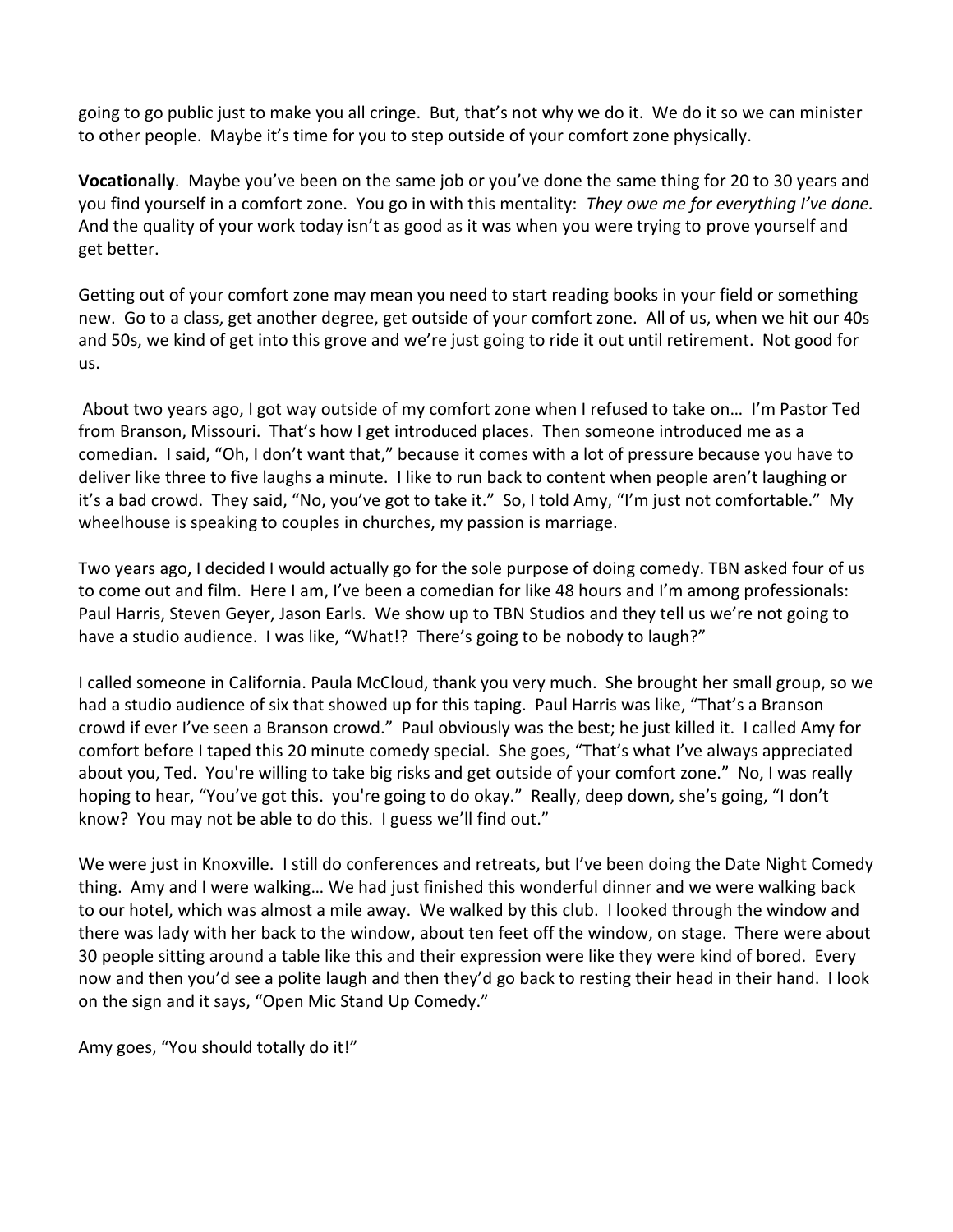going to go public just to make you all cringe. But, that's not why we do it. We do it so we can minister to other people. Maybe it's time for you to step outside of your comfort zone physically.

**Vocationally**. Maybe you've been on the same job or you've done the same thing for 20 to 30 years and you find yourself in a comfort zone. You go in with this mentality: *They owe me for everything I've done.* And the quality of your work today isn't as good as it was when you were trying to prove yourself and get better.

Getting out of your comfort zone may mean you need to start reading books in your field or something new. Go to a class, get another degree, get outside of your comfort zone. All of us, when we hit our 40s and 50s, we kind of get into this grove and we're just going to ride it out until retirement. Not good for us.

About two years ago, I got way outside of my comfort zone when I refused to take on… I'm Pastor Ted from Branson, Missouri. That's how I get introduced places. Then someone introduced me as a comedian. I said, "Oh, I don't want that," because it comes with a lot of pressure because you have to deliver like three to five laughs a minute. I like to run back to content when people aren't laughing or it's a bad crowd. They said, "No, you've got to take it." So, I told Amy, "I'm just not comfortable." My wheelhouse is speaking to couples in churches, my passion is marriage.

Two years ago, I decided I would actually go for the sole purpose of doing comedy. TBN asked four of us to come out and film. Here I am, I've been a comedian for like 48 hours and I'm among professionals: Paul Harris, Steven Geyer, Jason Earls. We show up to TBN Studios and they tell us we're not going to have a studio audience. I was like, "What!? There's going to be nobody to laugh?"

I called someone in California. Paula McCloud, thank you very much. She brought her small group, so we had a studio audience of six that showed up for this taping. Paul Harris was like, "That's a Branson crowd if ever I've seen a Branson crowd." Paul obviously was the best; he just killed it. I called Amy for comfort before I taped this 20 minute comedy special. She goes, "That's what I've always appreciated about you, Ted. You're willing to take big risks and get outside of your comfort zone." No, I was really hoping to hear, "You've got this. you're going to do okay." Really, deep down, she's going, "I don't know? You may not be able to do this. I guess we'll find out."

We were just in Knoxville. I still do conferences and retreats, but I've been doing the Date Night Comedy thing. Amy and I were walking… We had just finished this wonderful dinner and we were walking back to our hotel, which was almost a mile away. We walked by this club. I looked through the window and there was lady with her back to the window, about ten feet off the window, on stage. There were about 30 people sitting around a table like this and their expression were like they were kind of bored. Every now and then you'd see a polite laugh and then they'd go back to resting their head in their hand. I look on the sign and it says, "Open Mic Stand Up Comedy."

Amy goes, "You should totally do it!"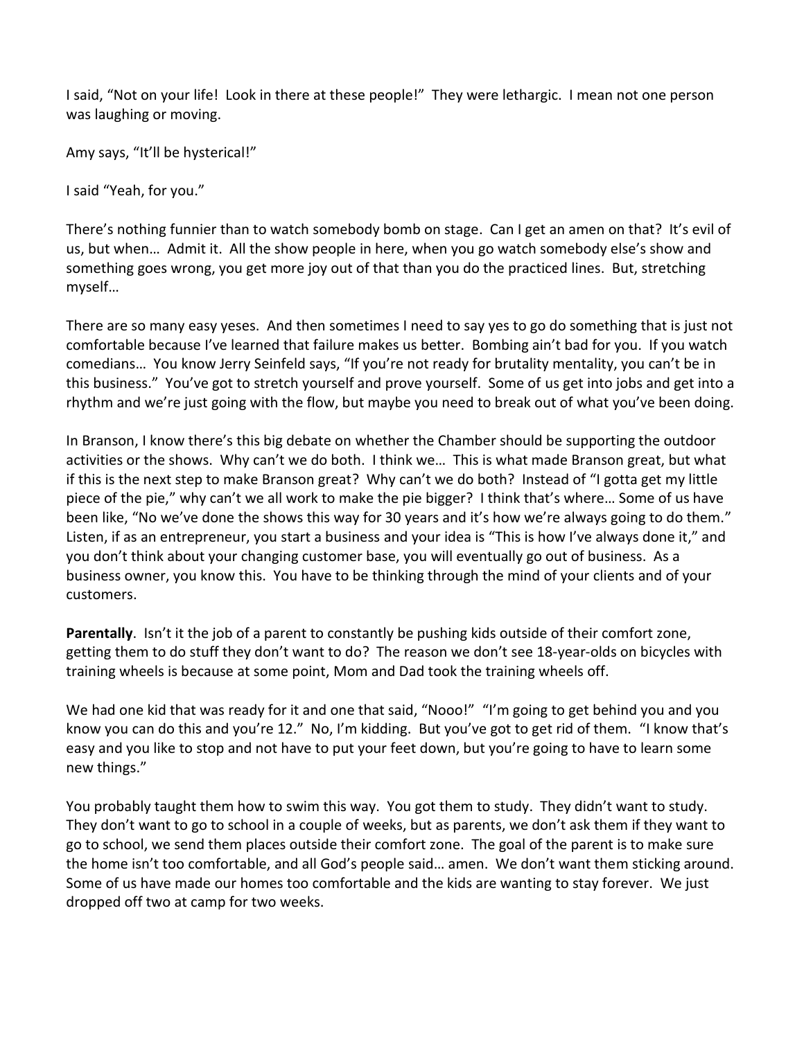I said, "Not on your life! Look in there at these people!" They were lethargic. I mean not one person was laughing or moving.

Amy says, "It'll be hysterical!"

I said "Yeah, for you."

There's nothing funnier than to watch somebody bomb on stage. Can I get an amen on that? It's evil of us, but when… Admit it. All the show people in here, when you go watch somebody else's show and something goes wrong, you get more joy out of that than you do the practiced lines. But, stretching myself…

There are so many easy yeses. And then sometimes I need to say yes to go do something that is just not comfortable because I've learned that failure makes us better. Bombing ain't bad for you. If you watch comedians… You know Jerry Seinfeld says, "If you're not ready for brutality mentality, you can't be in this business." You've got to stretch yourself and prove yourself. Some of us get into jobs and get into a rhythm and we're just going with the flow, but maybe you need to break out of what you've been doing.

In Branson, I know there's this big debate on whether the Chamber should be supporting the outdoor activities or the shows. Why can't we do both. I think we… This is what made Branson great, but what if this is the next step to make Branson great? Why can't we do both? Instead of "I gotta get my little piece of the pie," why can't we all work to make the pie bigger? I think that's where… Some of us have been like, "No we've done the shows this way for 30 years and it's how we're always going to do them." Listen, if as an entrepreneur, you start a business and your idea is "This is how I've always done it," and you don't think about your changing customer base, you will eventually go out of business. As a business owner, you know this. You have to be thinking through the mind of your clients and of your customers.

**Parentally**. Isn't it the job of a parent to constantly be pushing kids outside of their comfort zone, getting them to do stuff they don't want to do? The reason we don't see 18-year-olds on bicycles with training wheels is because at some point, Mom and Dad took the training wheels off.

We had one kid that was ready for it and one that said, "Nooo!" "I'm going to get behind you and you know you can do this and you're 12." No, I'm kidding. But you've got to get rid of them. "I know that's easy and you like to stop and not have to put your feet down, but you're going to have to learn some new things."

You probably taught them how to swim this way. You got them to study. They didn't want to study. They don't want to go to school in a couple of weeks, but as parents, we don't ask them if they want to go to school, we send them places outside their comfort zone. The goal of the parent is to make sure the home isn't too comfortable, and all God's people said… amen. We don't want them sticking around. Some of us have made our homes too comfortable and the kids are wanting to stay forever. We just dropped off two at camp for two weeks.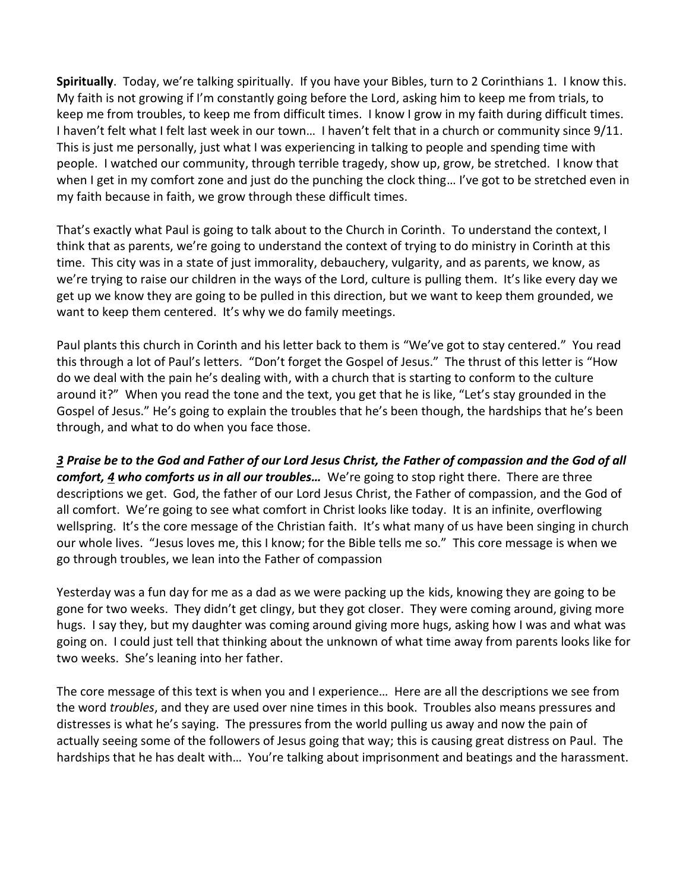**Spiritually**. Today, we're talking spiritually. If you have your Bibles, turn to 2 Corinthians 1. I know this. My faith is not growing if I'm constantly going before the Lord, asking him to keep me from trials, to keep me from troubles, to keep me from difficult times. I know I grow in my faith during difficult times. I haven't felt what I felt last week in our town… I haven't felt that in a church or community since 9/11. This is just me personally, just what I was experiencing in talking to people and spending time with people. I watched our community, through terrible tragedy, show up, grow, be stretched. I know that when I get in my comfort zone and just do the punching the clock thing… I've got to be stretched even in my faith because in faith, we grow through these difficult times.

That's exactly what Paul is going to talk about to the Church in Corinth. To understand the context, I think that as parents, we're going to understand the context of trying to do ministry in Corinth at this time. This city was in a state of just immorality, debauchery, vulgarity, and as parents, we know, as we're trying to raise our children in the ways of the Lord, culture is pulling them. It's like every day we get up we know they are going to be pulled in this direction, but we want to keep them grounded, we want to keep them centered. It's why we do family meetings.

Paul plants this church in Corinth and his letter back to them is "We've got to stay centered." You read this through a lot of Paul's letters. "Don't forget the Gospel of Jesus." The thrust of this letter is "How do we deal with the pain he's dealing with, with a church that is starting to conform to the culture around it?" When you read the tone and the text, you get that he is like, "Let's stay grounded in the Gospel of Jesus." He's going to explain the troubles that he's been though, the hardships that he's been through, and what to do when you face those.

***3 Praise be to the God and Father of our Lord Jesus Christ, the Father of compassion and the God of all comfort, 4 who comforts us in all our troubles…*** We're going to stop right there. There are three descriptions we get. God, the father of our Lord Jesus Christ, the Father of compassion, and the God of all comfort. We're going to see what comfort in Christ looks like today. It is an infinite, overflowing wellspring. It's the core message of the Christian faith. It's what many of us have been singing in church our whole lives. "Jesus loves me, this I know; for the Bible tells me so." This core message is when we go through troubles, we lean into the Father of compassion

Yesterday was a fun day for me as a dad as we were packing up the kids, knowing they are going to be gone for two weeks. They didn't get clingy, but they got closer. They were coming around, giving more hugs. I say they, but my daughter was coming around giving more hugs, asking how I was and what was going on. I could just tell that thinking about the unknown of what time away from parents looks like for two weeks. She's leaning into her father.

The core message of this text is when you and I experience… Here are all the descriptions we see from the word *troubles*, and they are used over nine times in this book. Troubles also means pressures and distresses is what he's saying. The pressures from the world pulling us away and now the pain of actually seeing some of the followers of Jesus going that way; this is causing great distress on Paul. The hardships that he has dealt with… You're talking about imprisonment and beatings and the harassment.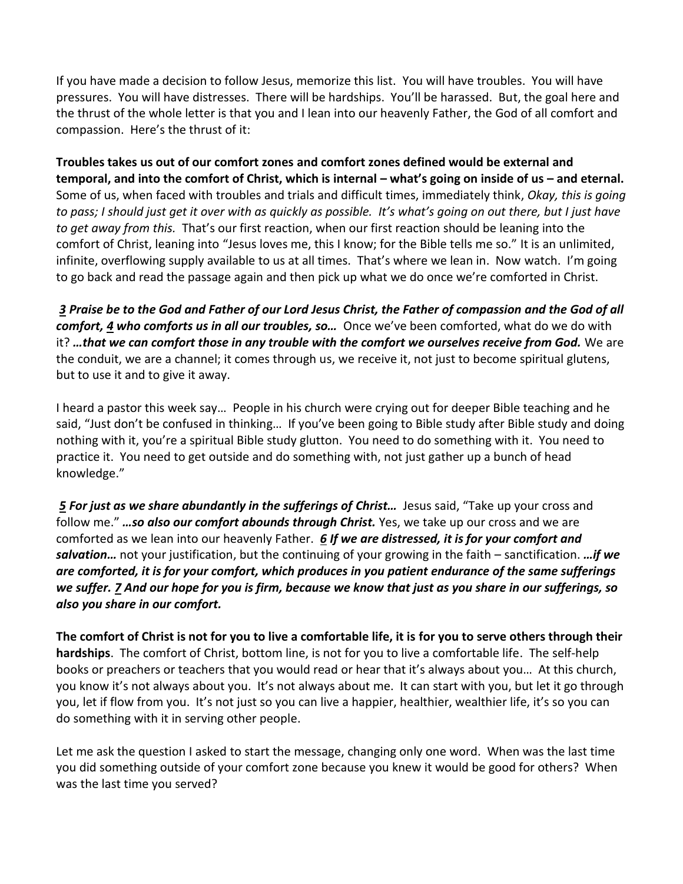If you have made a decision to follow Jesus, memorize this list. You will have troubles. You will have pressures. You will have distresses. There will be hardships. You'll be harassed. But, the goal here and the thrust of the whole letter is that you and I lean into our heavenly Father, the God of all comfort and compassion. Here's the thrust of it:

**Troubles takes us out of our comfort zones and comfort zones defined would be external and temporal, and into the comfort of Christ, which is internal – what's going on inside of us – and eternal.** Some of us, when faced with troubles and trials and difficult times, immediately think, *Okay, this is going to pass; I should just get it over with as quickly as possible. It's what's going on out there, but I just have to get away from this.* That's our first reaction, when our first reaction should be leaning into the comfort of Christ, leaning into "Jesus loves me, this I know; for the Bible tells me so." It is an unlimited, infinite, overflowing supply available to us at all times. That's where we lean in. Now watch. I'm going to go back and read the passage again and then pick up what we do once we're comforted in Christ.

***3 Praise be to the God and Father of our Lord Jesus Christ, the Father of compassion and the God of all comfort, 4 who comforts us in all our troubles, so…*** Once we've been comforted, what do we do with it? ***…that we can comfort those in any trouble with the comfort we ourselves receive from God.*** We are the conduit, we are a channel; it comes through us, we receive it, not just to become spiritual glutens, but to use it and to give it away.

I heard a pastor this week say… People in his church were crying out for deeper Bible teaching and he said, "Just don't be confused in thinking… If you've been going to Bible study after Bible study and doing nothing with it, you're a spiritual Bible study glutton. You need to do something with it. You need to practice it. You need to get outside and do something with, not just gather up a bunch of head knowledge."

***5 For just as we share abundantly in the sufferings of Christ…*** Jesus said, "Take up your cross and follow me." ***…so also our comfort abounds through Christ.*** Yes, we take up our cross and we are comforted as we lean into our heavenly Father. ***6 If we are distressed, it is for your comfort and salvation…*** not your justification, but the continuing of your growing in the faith – sanctification. ***…if we are comforted, it is for your comfort, which produces in you patient endurance of the same sufferings we suffer. 7 And our hope for you is firm, because we know that just as you share in our sufferings, so also you share in our comfort.***

**The comfort of Christ is not for you to live a comfortable life, it is for you to serve others through their hardships**. The comfort of Christ, bottom line, is not for you to live a comfortable life. The self-help books or preachers or teachers that you would read or hear that it's always about you… At this church, you know it's not always about you. It's not always about me. It can start with you, but let it go through you, let if flow from you. It's not just so you can live a happier, healthier, wealthier life, it's so you can do something with it in serving other people.

Let me ask the question I asked to start the message, changing only one word. When was the last time you did something outside of your comfort zone because you knew it would be good for others? When was the last time you served?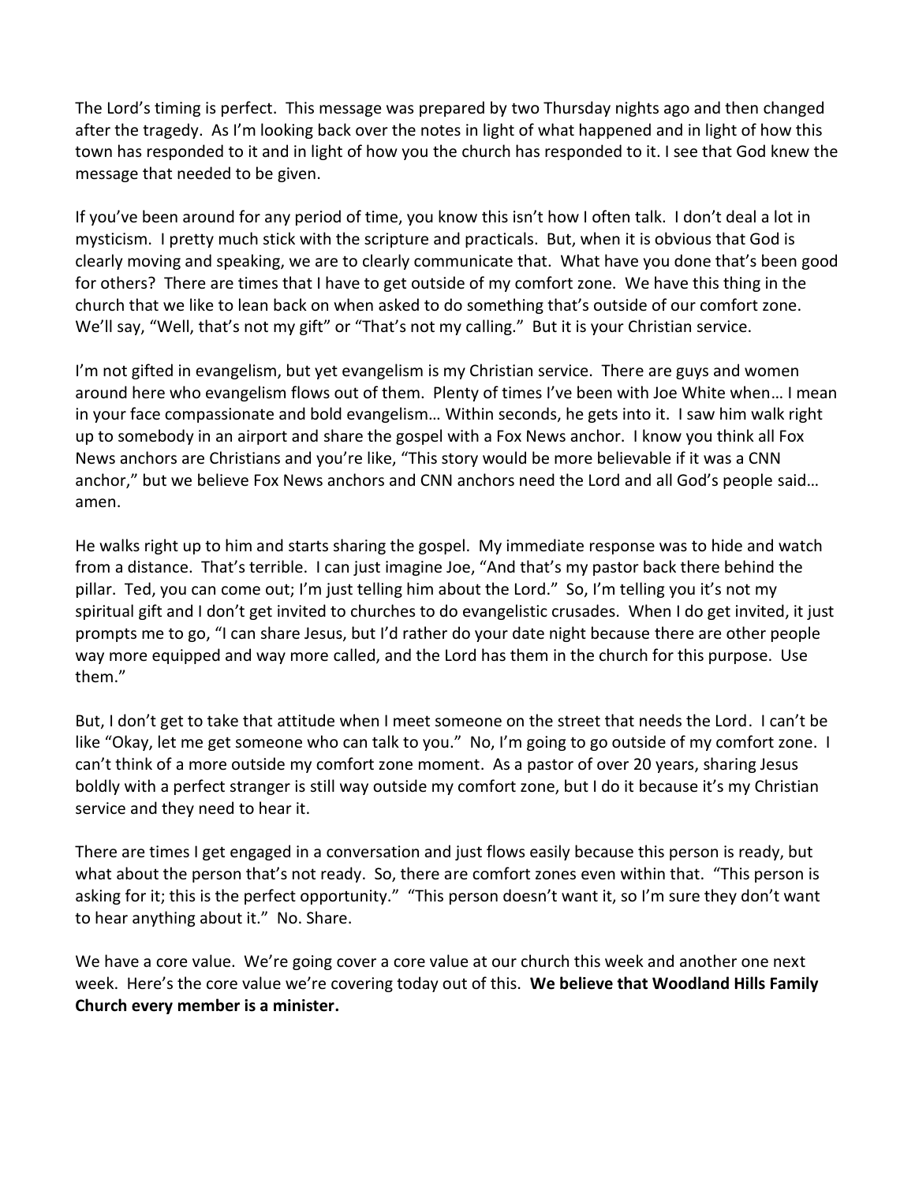The Lord's timing is perfect. This message was prepared by two Thursday nights ago and then changed after the tragedy. As I'm looking back over the notes in light of what happened and in light of how this town has responded to it and in light of how you the church has responded to it. I see that God knew the message that needed to be given.

If you've been around for any period of time, you know this isn't how I often talk. I don't deal a lot in mysticism. I pretty much stick with the scripture and practicals. But, when it is obvious that God is clearly moving and speaking, we are to clearly communicate that. What have you done that's been good for others? There are times that I have to get outside of my comfort zone. We have this thing in the church that we like to lean back on when asked to do something that's outside of our comfort zone. We'll say, "Well, that's not my gift" or "That's not my calling." But it is your Christian service.

I'm not gifted in evangelism, but yet evangelism is my Christian service. There are guys and women around here who evangelism flows out of them. Plenty of times I've been with Joe White when… I mean in your face compassionate and bold evangelism… Within seconds, he gets into it. I saw him walk right up to somebody in an airport and share the gospel with a Fox News anchor. I know you think all Fox News anchors are Christians and you're like, "This story would be more believable if it was a CNN anchor," but we believe Fox News anchors and CNN anchors need the Lord and all God's people said… amen.

He walks right up to him and starts sharing the gospel. My immediate response was to hide and watch from a distance. That's terrible. I can just imagine Joe, "And that's my pastor back there behind the pillar. Ted, you can come out; I'm just telling him about the Lord." So, I'm telling you it's not my spiritual gift and I don't get invited to churches to do evangelistic crusades. When I do get invited, it just prompts me to go, "I can share Jesus, but I'd rather do your date night because there are other people way more equipped and way more called, and the Lord has them in the church for this purpose. Use them."

But, I don't get to take that attitude when I meet someone on the street that needs the Lord. I can't be like "Okay, let me get someone who can talk to you." No, I'm going to go outside of my comfort zone. I can't think of a more outside my comfort zone moment. As a pastor of over 20 years, sharing Jesus boldly with a perfect stranger is still way outside my comfort zone, but I do it because it's my Christian service and they need to hear it.

There are times I get engaged in a conversation and just flows easily because this person is ready, but what about the person that's not ready. So, there are comfort zones even within that. "This person is asking for it; this is the perfect opportunity." "This person doesn't want it, so I'm sure they don't want to hear anything about it." No. Share.

We have a core value. We're going cover a core value at our church this week and another one next week. Here's the core value we're covering today out of this. **We believe that Woodland Hills Family Church every member is a minister.**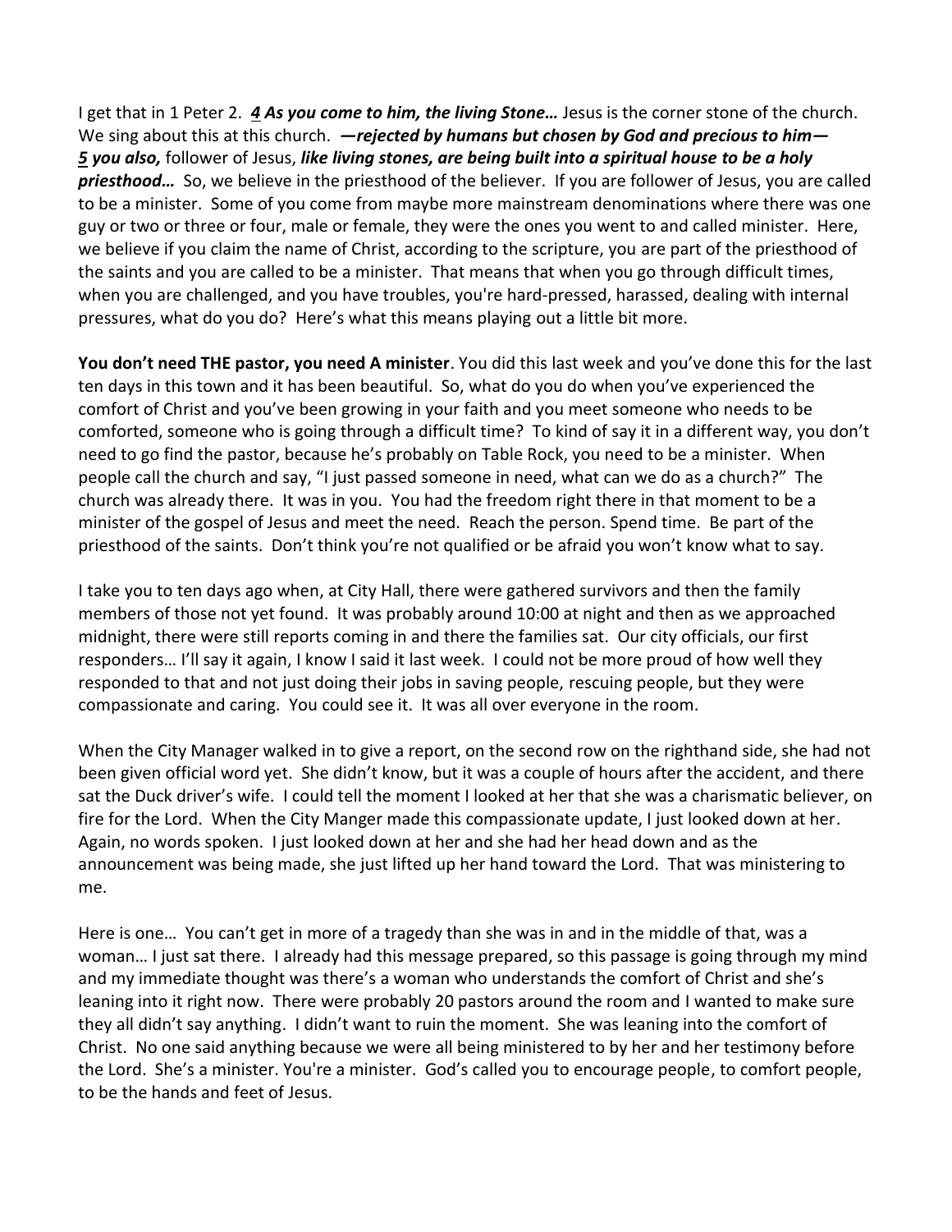I get that in 1 Peter 2. ***4 As you come to him, the living Stone…*** Jesus is the corner stone of the church. We sing about this at this church. ***—rejected by humans but chosen by God and precious to him— 5 you also,*** follower of Jesus, ***like living stones, are being built into a spiritual house to be a holy priesthood…*** So, we believe in the priesthood of the believer. If you are follower of Jesus, you are called to be a minister. Some of you come from maybe more mainstream denominations where there was one guy or two or three or four, male or female, they were the ones you went to and called minister. Here, we believe if you claim the name of Christ, according to the scripture, you are part of the priesthood of the saints and you are called to be a minister. That means that when you go through difficult times, when you are challenged, and you have troubles, you're hard-pressed, harassed, dealing with internal pressures, what do you do? Here's what this means playing out a little bit more.

**You don't need THE pastor, you need A minister**. You did this last week and you've done this for the last ten days in this town and it has been beautiful. So, what do you do when you've experienced the comfort of Christ and you've been growing in your faith and you meet someone who needs to be comforted, someone who is going through a difficult time? To kind of say it in a different way, you don't need to go find the pastor, because he's probably on Table Rock, you need to be a minister. When people call the church and say, "I just passed someone in need, what can we do as a church?" The church was already there. It was in you. You had the freedom right there in that moment to be a minister of the gospel of Jesus and meet the need. Reach the person. Spend time. Be part of the priesthood of the saints. Don't think you're not qualified or be afraid you won't know what to say.

I take you to ten days ago when, at City Hall, there were gathered survivors and then the family members of those not yet found. It was probably around 10:00 at night and then as we approached midnight, there were still reports coming in and there the families sat. Our city officials, our first responders… I'll say it again, I know I said it last week. I could not be more proud of how well they responded to that and not just doing their jobs in saving people, rescuing people, but they were compassionate and caring. You could see it. It was all over everyone in the room.

When the City Manager walked in to give a report, on the second row on the righthand side, she had not been given official word yet. She didn't know, but it was a couple of hours after the accident, and there sat the Duck driver's wife. I could tell the moment I looked at her that she was a charismatic believer, on fire for the Lord. When the City Manger made this compassionate update, I just looked down at her. Again, no words spoken. I just looked down at her and she had her head down and as the announcement was being made, she just lifted up her hand toward the Lord. That was ministering to me.

Here is one… You can't get in more of a tragedy than she was in and in the middle of that, was a woman… I just sat there. I already had this message prepared, so this passage is going through my mind and my immediate thought was there's a woman who understands the comfort of Christ and she's leaning into it right now. There were probably 20 pastors around the room and I wanted to make sure they all didn't say anything. I didn't want to ruin the moment. She was leaning into the comfort of Christ. No one said anything because we were all being ministered to by her and her testimony before the Lord. She's a minister. You're a minister. God's called you to encourage people, to comfort people, to be the hands and feet of Jesus.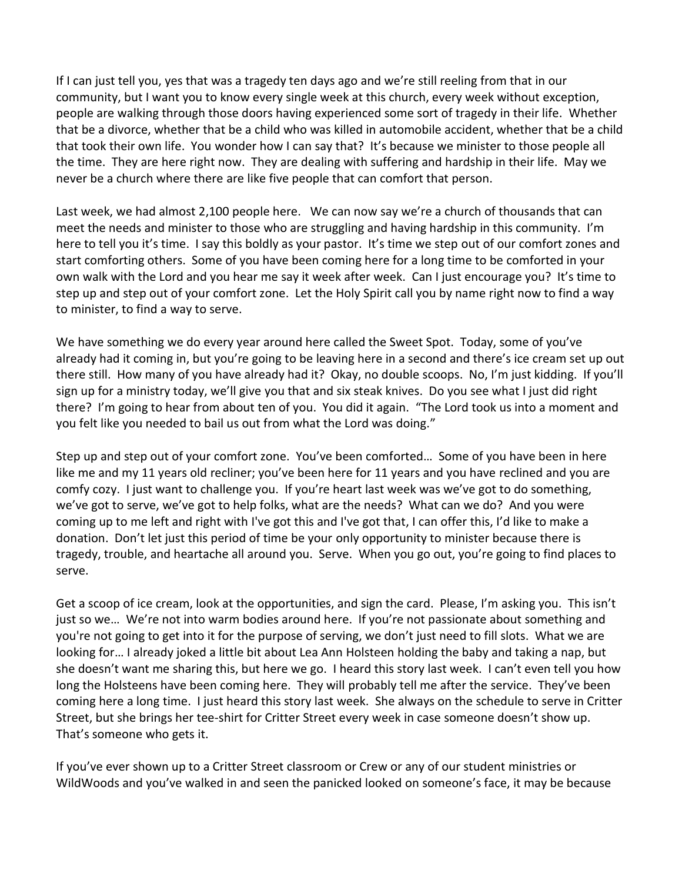If I can just tell you, yes that was a tragedy ten days ago and we're still reeling from that in our community, but I want you to know every single week at this church, every week without exception, people are walking through those doors having experienced some sort of tragedy in their life. Whether that be a divorce, whether that be a child who was killed in automobile accident, whether that be a child that took their own life. You wonder how I can say that? It's because we minister to those people all the time. They are here right now. They are dealing with suffering and hardship in their life. May we never be a church where there are like five people that can comfort that person.

Last week, we had almost 2,100 people here. We can now say we're a church of thousands that can meet the needs and minister to those who are struggling and having hardship in this community. I'm here to tell you it's time. I say this boldly as your pastor. It's time we step out of our comfort zones and start comforting others. Some of you have been coming here for a long time to be comforted in your own walk with the Lord and you hear me say it week after week. Can I just encourage you? It's time to step up and step out of your comfort zone. Let the Holy Spirit call you by name right now to find a way to minister, to find a way to serve.

We have something we do every year around here called the Sweet Spot. Today, some of you've already had it coming in, but you're going to be leaving here in a second and there's ice cream set up out there still. How many of you have already had it? Okay, no double scoops. No, I'm just kidding. If you'll sign up for a ministry today, we'll give you that and six steak knives. Do you see what I just did right there? I'm going to hear from about ten of you. You did it again. "The Lord took us into a moment and you felt like you needed to bail us out from what the Lord was doing."

Step up and step out of your comfort zone. You've been comforted… Some of you have been in here like me and my 11 years old recliner; you've been here for 11 years and you have reclined and you are comfy cozy. I just want to challenge you. If you're heart last week was we've got to do something, we've got to serve, we've got to help folks, what are the needs? What can we do? And you were coming up to me left and right with I've got this and I've got that, I can offer this, I'd like to make a donation. Don't let just this period of time be your only opportunity to minister because there is tragedy, trouble, and heartache all around you. Serve. When you go out, you're going to find places to serve.

Get a scoop of ice cream, look at the opportunities, and sign the card. Please, I'm asking you. This isn't just so we… We're not into warm bodies around here. If you're not passionate about something and you're not going to get into it for the purpose of serving, we don't just need to fill slots. What we are looking for… I already joked a little bit about Lea Ann Holsteen holding the baby and taking a nap, but she doesn't want me sharing this, but here we go. I heard this story last week. I can't even tell you how long the Holsteens have been coming here. They will probably tell me after the service. They've been coming here a long time. I just heard this story last week. She always on the schedule to serve in Critter Street, but she brings her tee-shirt for Critter Street every week in case someone doesn't show up. That's someone who gets it.

If you've ever shown up to a Critter Street classroom or Crew or any of our student ministries or WildWoods and you've walked in and seen the panicked looked on someone's face, it may be because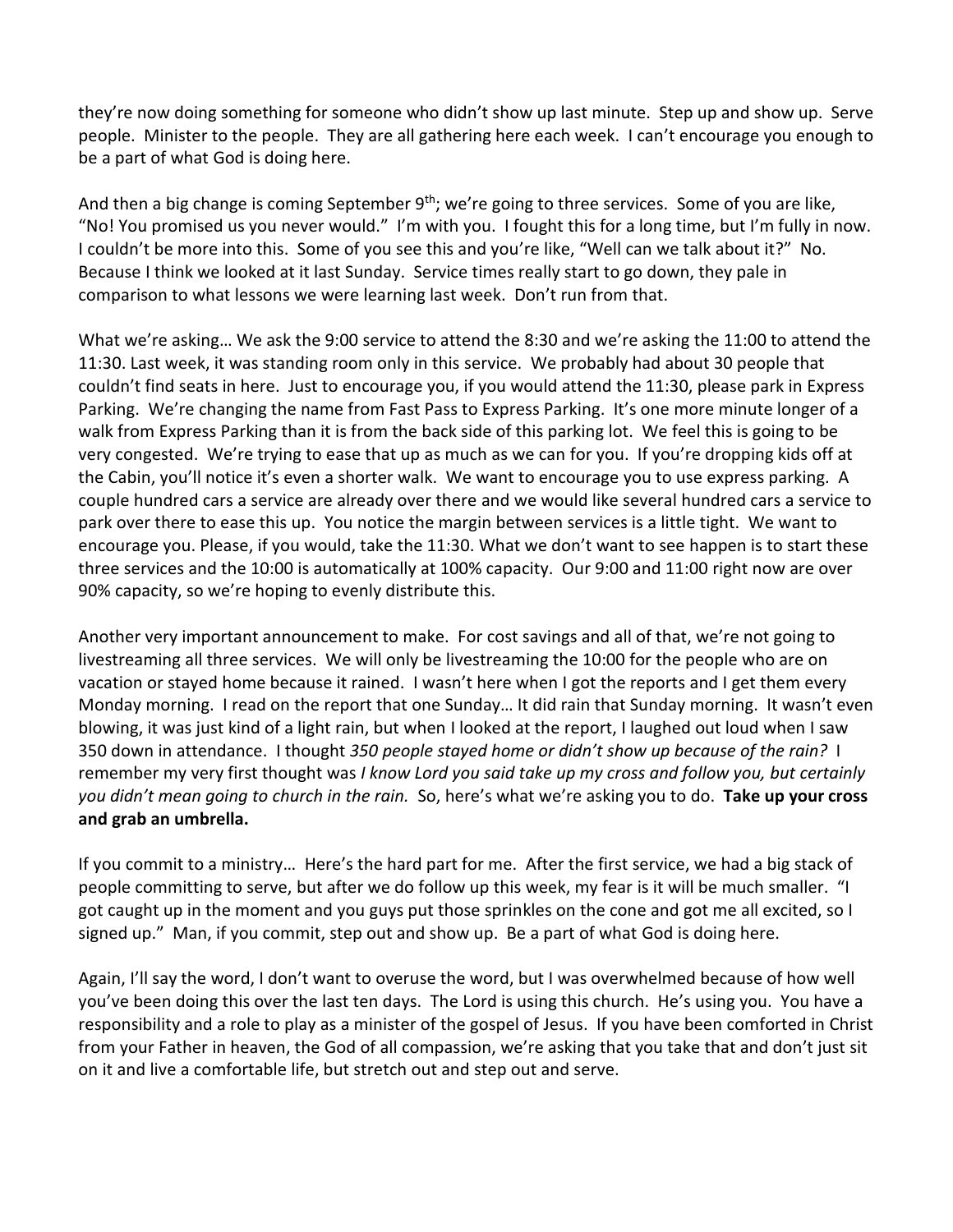they're now doing something for someone who didn't show up last minute. Step up and show up. Serve people. Minister to the people. They are all gathering here each week. I can't encourage you enough to be a part of what God is doing here.

And then a big change is coming September 9th; we're going to three services. Some of you are like, "No! You promised us you never would." I'm with you. I fought this for a long time, but I'm fully in now. I couldn't be more into this. Some of you see this and you're like, "Well can we talk about it?" No. Because I think we looked at it last Sunday. Service times really start to go down, they pale in comparison to what lessons we were learning last week. Don't run from that.

What we're asking… We ask the 9:00 service to attend the 8:30 and we're asking the 11:00 to attend the 11:30. Last week, it was standing room only in this service. We probably had about 30 people that couldn't find seats in here. Just to encourage you, if you would attend the 11:30, please park in Express Parking. We're changing the name from Fast Pass to Express Parking. It's one more minute longer of a walk from Express Parking than it is from the back side of this parking lot. We feel this is going to be very congested. We're trying to ease that up as much as we can for you. If you're dropping kids off at the Cabin, you'll notice it's even a shorter walk. We want to encourage you to use express parking. A couple hundred cars a service are already over there and we would like several hundred cars a service to park over there to ease this up. You notice the margin between services is a little tight. We want to encourage you. Please, if you would, take the 11:30. What we don't want to see happen is to start these three services and the 10:00 is automatically at 100% capacity. Our 9:00 and 11:00 right now are over 90% capacity, so we're hoping to evenly distribute this.

Another very important announcement to make. For cost savings and all of that, we're not going to livestreaming all three services. We will only be livestreaming the 10:00 for the people who are on vacation or stayed home because it rained. I wasn't here when I got the reports and I get them every Monday morning. I read on the report that one Sunday… It did rain that Sunday morning. It wasn't even blowing, it was just kind of a light rain, but when I looked at the report, I laughed out loud when I saw 350 down in attendance. I thought *350 people stayed home or didn't show up because of the rain?* I remember my very first thought was *I know Lord you said take up my cross and follow you, but certainly you didn't mean going to church in the rain.* So, here's what we're asking you to do. **Take up your cross and grab an umbrella.**

If you commit to a ministry… Here's the hard part for me. After the first service, we had a big stack of people committing to serve, but after we do follow up this week, my fear is it will be much smaller. "I got caught up in the moment and you guys put those sprinkles on the cone and got me all excited, so I signed up." Man, if you commit, step out and show up. Be a part of what God is doing here.

Again, I'll say the word, I don't want to overuse the word, but I was overwhelmed because of how well you've been doing this over the last ten days. The Lord is using this church. He's using you. You have a responsibility and a role to play as a minister of the gospel of Jesus. If you have been comforted in Christ from your Father in heaven, the God of all compassion, we're asking that you take that and don't just sit on it and live a comfortable life, but stretch out and step out and serve.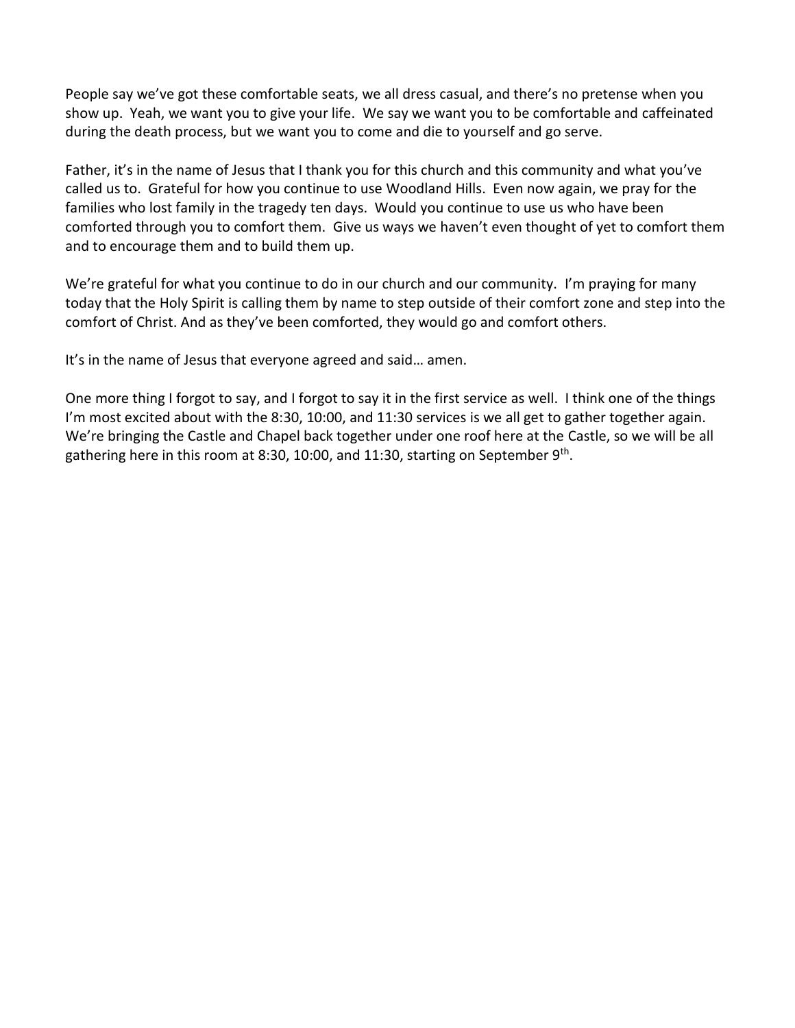People say we've got these comfortable seats, we all dress casual, and there's no pretense when you show up. Yeah, we want you to give your life. We say we want you to be comfortable and caffeinated during the death process, but we want you to come and die to yourself and go serve.

Father, it's in the name of Jesus that I thank you for this church and this community and what you've called us to. Grateful for how you continue to use Woodland Hills. Even now again, we pray for the families who lost family in the tragedy ten days. Would you continue to use us who have been comforted through you to comfort them. Give us ways we haven't even thought of yet to comfort them and to encourage them and to build them up.

We're grateful for what you continue to do in our church and our community. I'm praying for many today that the Holy Spirit is calling them by name to step outside of their comfort zone and step into the comfort of Christ. And as they've been comforted, they would go and comfort others.

It's in the name of Jesus that everyone agreed and said… amen.

One more thing I forgot to say, and I forgot to say it in the first service as well. I think one of the things I'm most excited about with the 8:30, 10:00, and 11:30 services is we all get to gather together again. We're bringing the Castle and Chapel back together under one roof here at the Castle, so we will be all gathering here in this room at 8:30, 10:00, and 11:30, starting on September 9th.